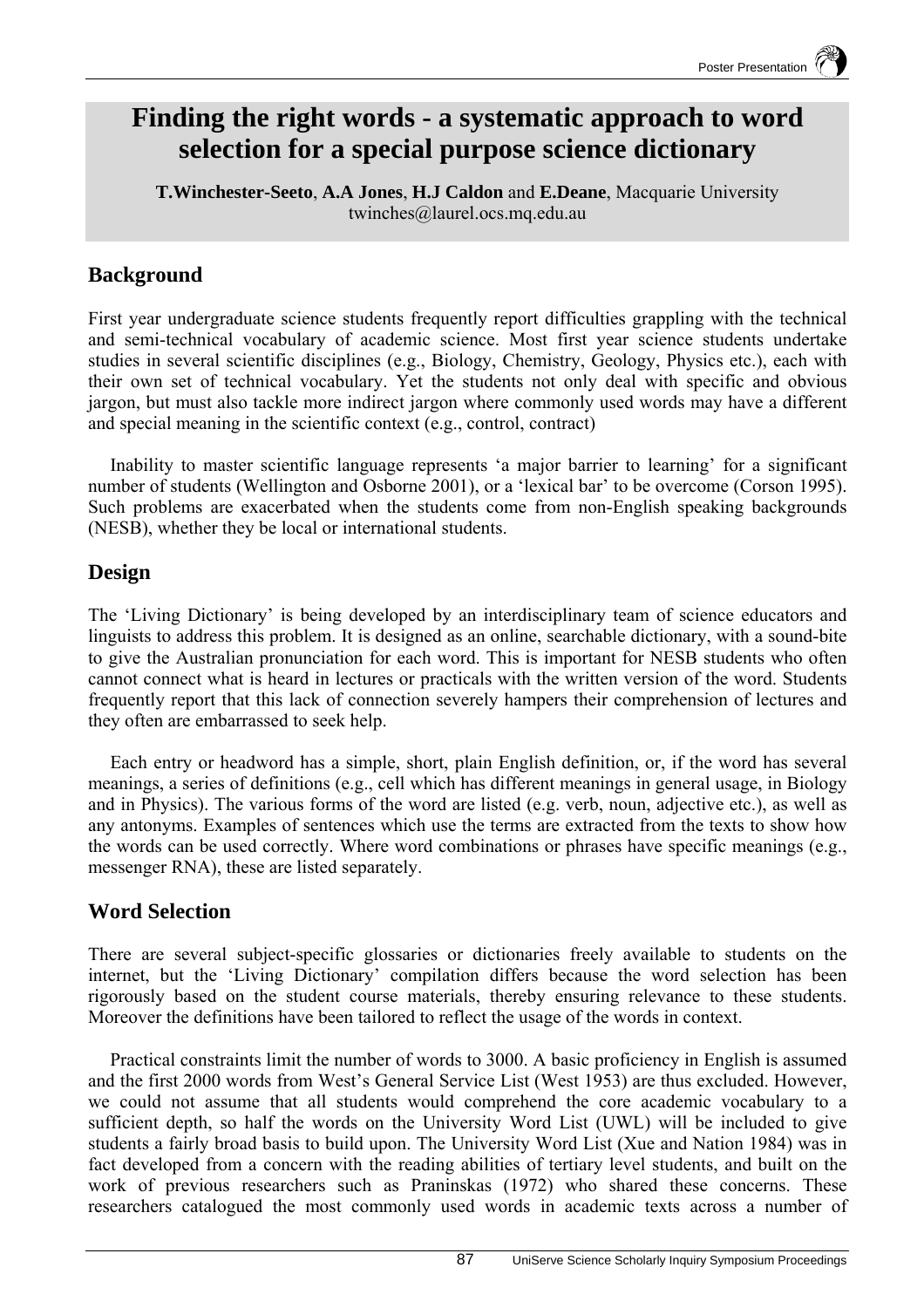# Finding the right words - a systematic approach to word selection for a special purpose science dictionary

**T.Winchester-Seeto**, **A.A Jones**, **H.J Caldon** and **E.Deane**, Macquarie University
twinches@laurel.ocs.mq.edu.au

## Background

First year undergraduate science students frequently report difficulties grappling with the technical and semi-technical vocabulary of academic science. Most first year science students undertake studies in several scientific disciplines (e.g., Biology, Chemistry, Geology, Physics etc.), each with their own set of technical vocabulary. Yet the students not only deal with specific and obvious jargon, but must also tackle more indirect jargon where commonly used words may have a different and special meaning in the scientific context (e.g., control, contract)

Inability to master scientific language represents 'a major barrier to learning' for a significant number of students (Wellington and Osborne 2001), or a 'lexical bar' to be overcome (Corson 1995). Such problems are exacerbated when the students come from non-English speaking backgrounds (NESB), whether they be local or international students.

## Design

The 'Living Dictionary' is being developed by an interdisciplinary team of science educators and linguists to address this problem. It is designed as an online, searchable dictionary, with a sound-bite to give the Australian pronunciation for each word. This is important for NESB students who often cannot connect what is heard in lectures or practicals with the written version of the word. Students frequently report that this lack of connection severely hampers their comprehension of lectures and they often are embarrassed to seek help.

Each entry or headword has a simple, short, plain English definition, or, if the word has several meanings, a series of definitions (e.g., cell which has different meanings in general usage, in Biology and in Physics). The various forms of the word are listed (e.g. verb, noun, adjective etc.), as well as any antonyms. Examples of sentences which use the terms are extracted from the texts to show how the words can be used correctly. Where word combinations or phrases have specific meanings (e.g., messenger RNA), these are listed separately.

## Word Selection

There are several subject-specific glossaries or dictionaries freely available to students on the internet, but the 'Living Dictionary' compilation differs because the word selection has been rigorously based on the student course materials, thereby ensuring relevance to these students. Moreover the definitions have been tailored to reflect the usage of the words in context.

Practical constraints limit the number of words to 3000. A basic proficiency in English is assumed and the first 2000 words from West's General Service List (West 1953) are thus excluded. However, we could not assume that all students would comprehend the core academic vocabulary to a sufficient depth, so half the words on the University Word List (UWL) will be included to give students a fairly broad basis to build upon. The University Word List (Xue and Nation 1984) was in fact developed from a concern with the reading abilities of tertiary level students, and built on the work of previous researchers such as Praninskas (1972) who shared these concerns. These researchers catalogued the most commonly used words in academic texts across a number of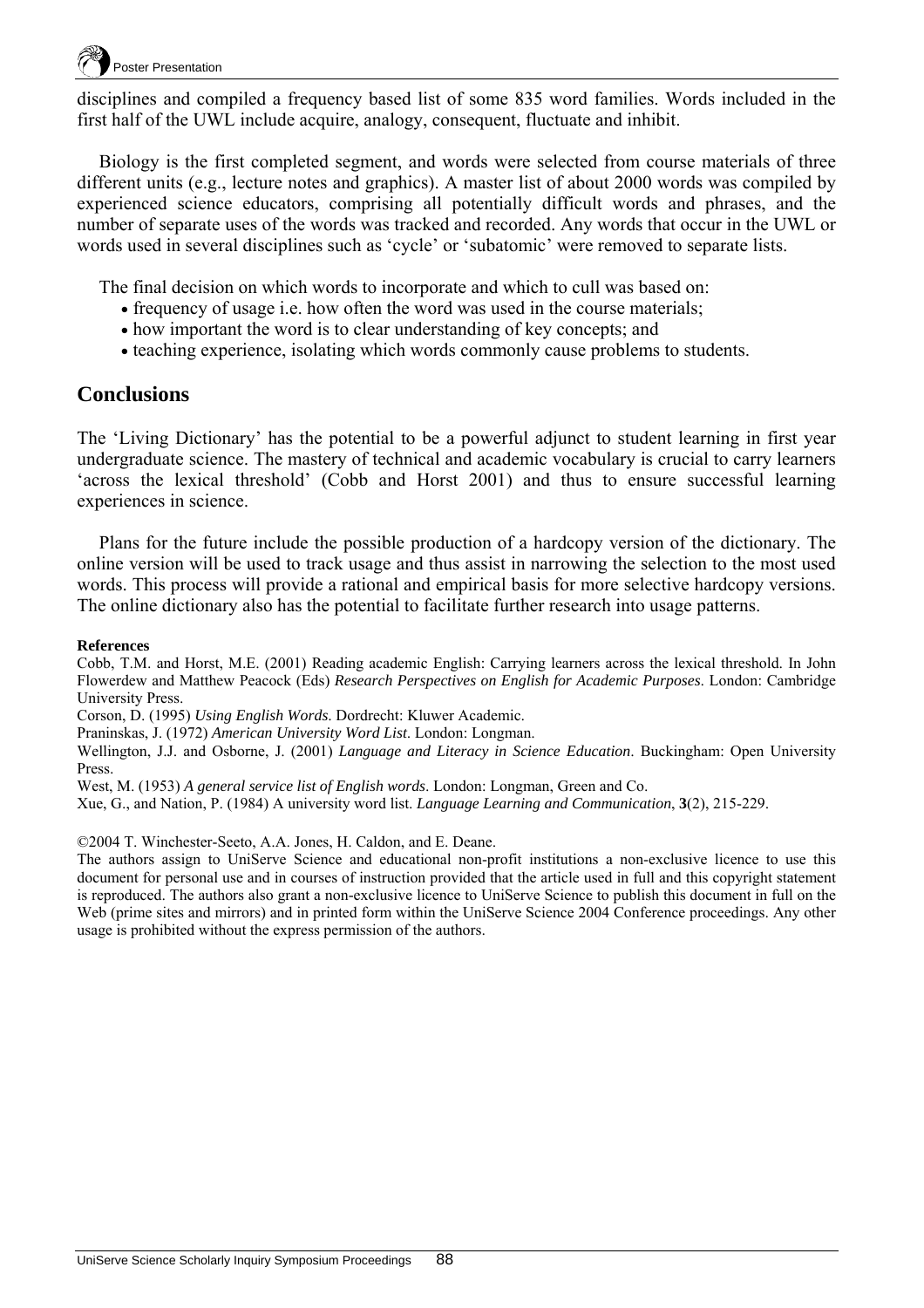disciplines and compiled a frequency based list of some 835 word families. Words included in the first half of the UWL include acquire, analogy, consequent, fluctuate and inhibit.

Biology is the first completed segment, and words were selected from course materials of three different units (e.g., lecture notes and graphics). A master list of about 2000 words was compiled by experienced science educators, comprising all potentially difficult words and phrases, and the number of separate uses of the words was tracked and recorded. Any words that occur in the UWL or words used in several disciplines such as 'cycle' or 'subatomic' were removed to separate lists.

The final decision on which words to incorporate and which to cull was based on:

- frequency of usage i.e. how often the word was used in the course materials;
- how important the word is to clear understanding of key concepts; and
- teaching experience, isolating which words commonly cause problems to students.

## Conclusions

The 'Living Dictionary' has the potential to be a powerful adjunct to student learning in first year undergraduate science. The mastery of technical and academic vocabulary is crucial to carry learners 'across the lexical threshold' (Cobb and Horst 2001) and thus to ensure successful learning experiences in science.

Plans for the future include the possible production of a hardcopy version of the dictionary. The online version will be used to track usage and thus assist in narrowing the selection to the most used words. This process will provide a rational and empirical basis for more selective hardcopy versions. The online dictionary also has the potential to facilitate further research into usage patterns.

**References**

Cobb, T.M. and Horst, M.E. (2001) Reading academic English: Carrying learners across the lexical threshold. In John Flowerdew and Matthew Peacock (Eds) *Research Perspectives on English for Academic Purposes*. London: Cambridge University Press.

Corson, D. (1995) *Using English Words*. Dordrecht: Kluwer Academic.

Praninskas, J. (1972) *American University Word List*. London: Longman.

Wellington, J.J. and Osborne, J. (2001) *Language and Literacy in Science Education*. Buckingham: Open University Press.

West, M. (1953) *A general service list of English words*. London: Longman, Green and Co.

Xue, G., and Nation, P. (1984) A university word list. *Language Learning and Communication*, **3**(2), 215-229.

©2004 T. Winchester-Seeto, A.A. Jones, H. Caldon, and E. Deane.

The authors assign to UniServe Science and educational non-profit institutions a non-exclusive licence to use this document for personal use and in courses of instruction provided that the article used in full and this copyright statement is reproduced. The authors also grant a non-exclusive licence to UniServe Science to publish this document in full on the Web (prime sites and mirrors) and in printed form within the UniServe Science 2004 Conference proceedings. Any other usage is prohibited without the express permission of the authors.